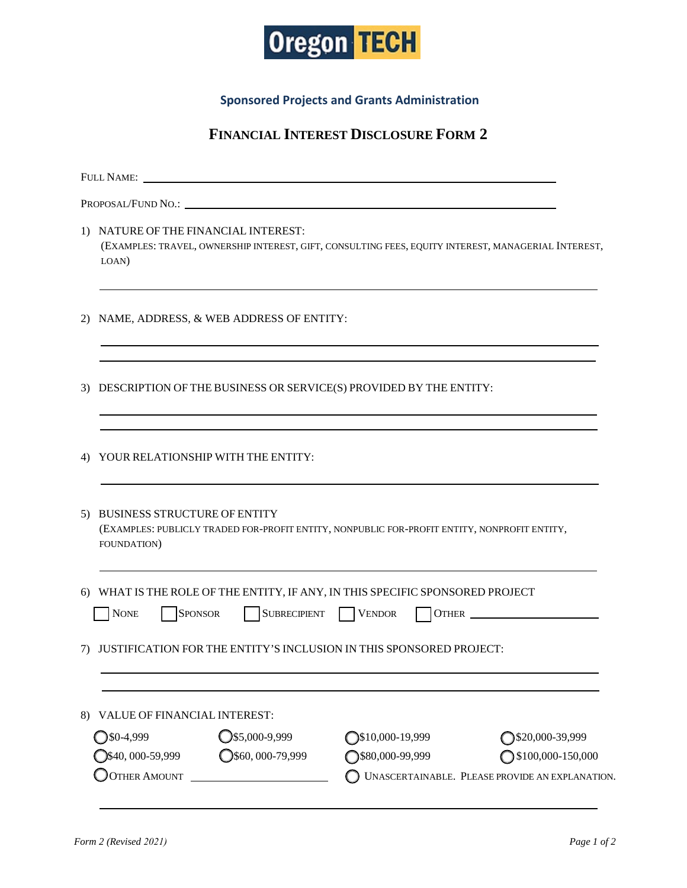**Oregon TECH**

**Sponsored Projects and Grants Administration**

# FINANCIAL INTEREST DISCLOSURE FORM 2

FULL NAME: ______________________________________________

PROPOSAL/FUND NO.: ______________________________________________

1) NATURE OF THE FINANCIAL INTEREST:
(EXAMPLES: TRAVEL, OWNERSHIP INTEREST, GIFT, CONSULTING FEES, EQUITY INTEREST, MANAGERIAL INTEREST, LOAN)

______________________________________________

2) NAME, ADDRESS, & WEB ADDRESS OF ENTITY:

______________________________________________

______________________________________________

3) DESCRIPTION OF THE BUSINESS OR SERVICE(S) PROVIDED BY THE ENTITY:

______________________________________________

______________________________________________

4) YOUR RELATIONSHIP WITH THE ENTITY:

______________________________________________

5) BUSINESS STRUCTURE OF ENTITY
(EXAMPLES: PUBLICLY TRADED FOR-PROFIT ENTITY, NONPUBLIC FOR-PROFIT ENTITY, NONPROFIT ENTITY, FOUNDATION)

______________________________________________

6) WHAT IS THE ROLE OF THE ENTITY, IF ANY, IN THIS SPECIFIC SPONSORED PROJECT

☐ NONE ☐ SPONSOR ☐ SUBRECIPIENT ☐ VENDOR ☐ OTHER ____________________

7) JUSTIFICATION FOR THE ENTITY'S INCLUSION IN THIS SPONSORED PROJECT:

______________________________________________

______________________________________________

8) VALUE OF FINANCIAL INTEREST:

◯ $0-4,999 ◯ $5,000-9,999 ◯ $10,000-19,999 ◯ $20,000-39,999
◯ $40, 000-59,999 ◯ $60, 000-79,999 ◯ $80,000-99,999 ◯ $100,000-150,000
◯ OTHER AMOUNT ____________________ ◯ UNASCERTAINABLE. PLEASE PROVIDE AN EXPLANATION.

______________________________________________

*Form 2 (Revised 2021)*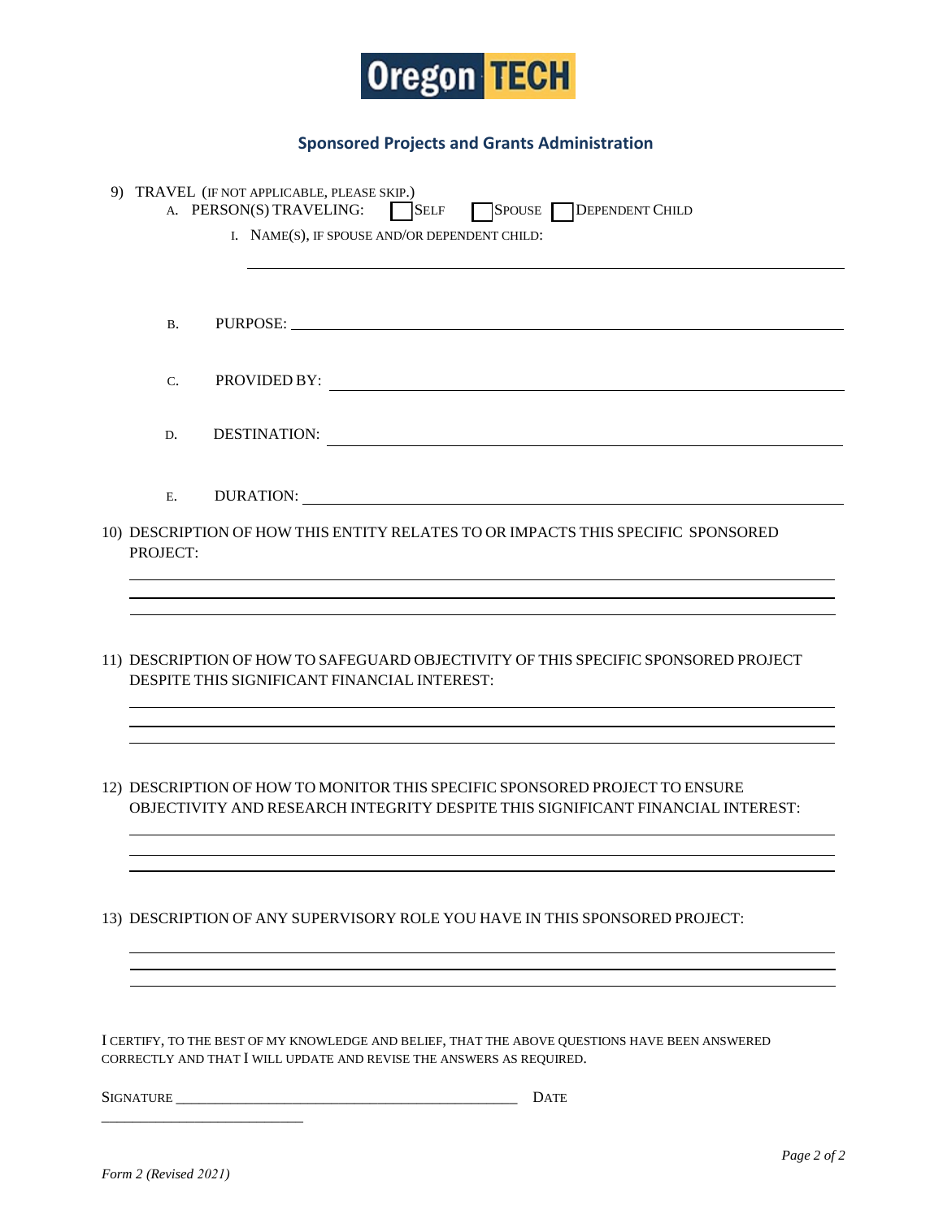Oregon TECH

## Sponsored Projects and Grants Administration

9) TRAVEL (IF NOT APPLICABLE, PLEASE SKIP.)

   A. PERSON(S) TRAVELING: ☐ SELF ☐ SPOUSE ☐ DEPENDENT CHILD

      I. NAME(S), IF SPOUSE AND/OR DEPENDENT CHILD:

      ______________________________________________

   B. PURPOSE: ______________________________________________

   C. PROVIDED BY: ______________________________________________

   D. DESTINATION: ______________________________________________

   E. DURATION: ______________________________________________

10) DESCRIPTION OF HOW THIS ENTITY RELATES TO OR IMPACTS THIS SPECIFIC SPONSORED PROJECT:

______________________________________________

______________________________________________

______________________________________________

11) DESCRIPTION OF HOW TO SAFEGUARD OBJECTIVITY OF THIS SPECIFIC SPONSORED PROJECT DESPITE THIS SIGNIFICANT FINANCIAL INTEREST:

______________________________________________

______________________________________________

______________________________________________

12) DESCRIPTION OF HOW TO MONITOR THIS SPECIFIC SPONSORED PROJECT TO ENSURE OBJECTIVITY AND RESEARCH INTEGRITY DESPITE THIS SIGNIFICANT FINANCIAL INTEREST:

______________________________________________

______________________________________________

______________________________________________

13) DESCRIPTION OF ANY SUPERVISORY ROLE YOU HAVE IN THIS SPONSORED PROJECT:

______________________________________________

______________________________________________

______________________________________________

I CERTIFY, TO THE BEST OF MY KNOWLEDGE AND BELIEF, THAT THE ABOVE QUESTIONS HAVE BEEN ANSWERED CORRECTLY AND THAT I WILL UPDATE AND REVISE THE ANSWERS AS REQUIRED.

SIGNATURE ______________________________________________ DATE ___________________________

*Form 2 (Revised 2021)*